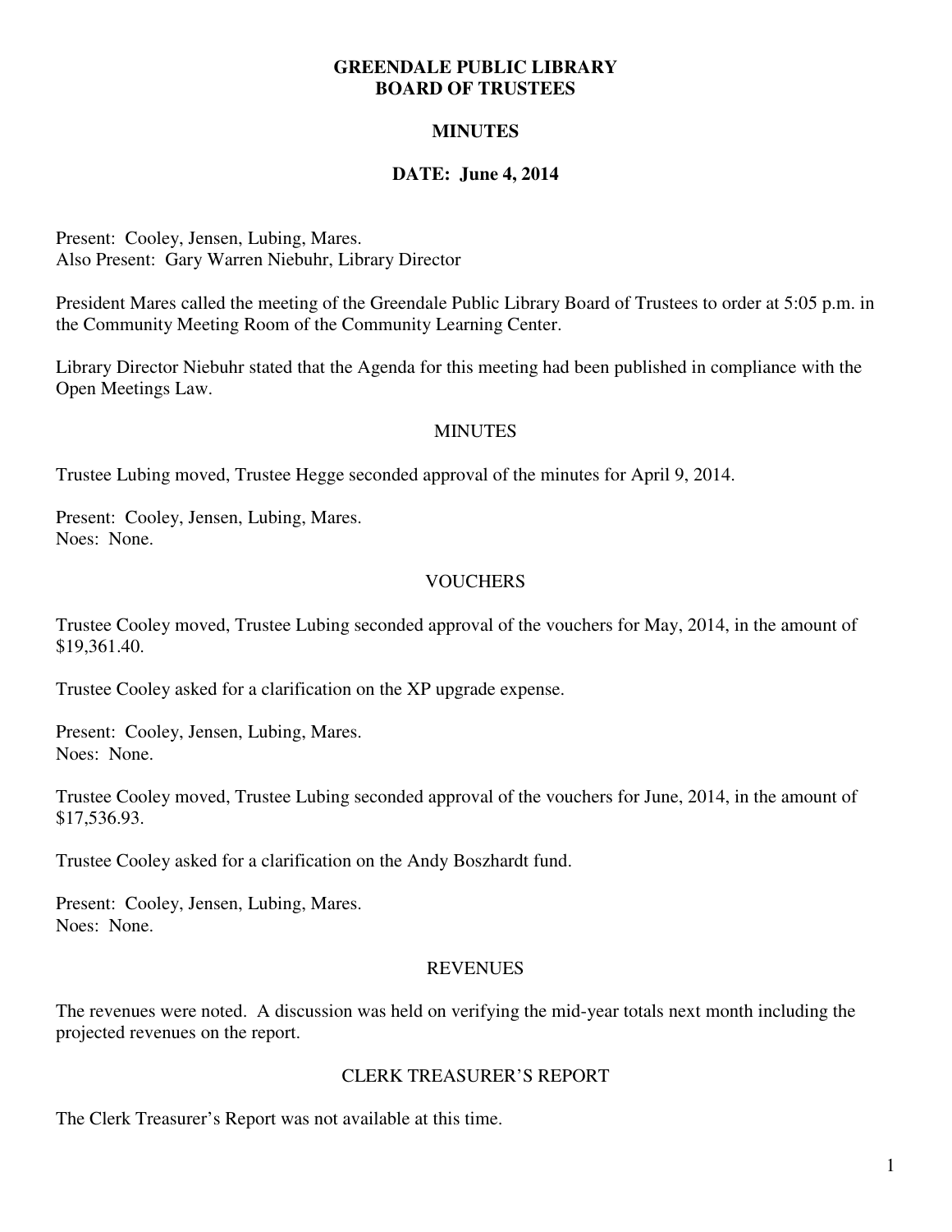# GREENDALE PUBLIC LIBRARY
# BOARD OF TRUSTEES

## MINUTES

## DATE: June 4, 2014

Present: Cooley, Jensen, Lubing, Mares.
Also Present: Gary Warren Niebuhr, Library Director

President Mares called the meeting of the Greendale Public Library Board of Trustees to order at 5:05 p.m. in the Community Meeting Room of the Community Learning Center.

Library Director Niebuhr stated that the Agenda for this meeting had been published in compliance with the Open Meetings Law.

### MINUTES

Trustee Lubing moved, Trustee Hegge seconded approval of the minutes for April 9, 2014.

Present: Cooley, Jensen, Lubing, Mares.
Noes: None.

### VOUCHERS

Trustee Cooley moved, Trustee Lubing seconded approval of the vouchers for May, 2014, in the amount of $19,361.40.

Trustee Cooley asked for a clarification on the XP upgrade expense.

Present: Cooley, Jensen, Lubing, Mares.
Noes: None.

Trustee Cooley moved, Trustee Lubing seconded approval of the vouchers for June, 2014, in the amount of $17,536.93.

Trustee Cooley asked for a clarification on the Andy Boszhardt fund.

Present: Cooley, Jensen, Lubing, Mares.
Noes: None.

### REVENUES

The revenues were noted. A discussion was held on verifying the mid-year totals next month including the projected revenues on the report.

### CLERK TREASURER'S REPORT

The Clerk Treasurer's Report was not available at this time.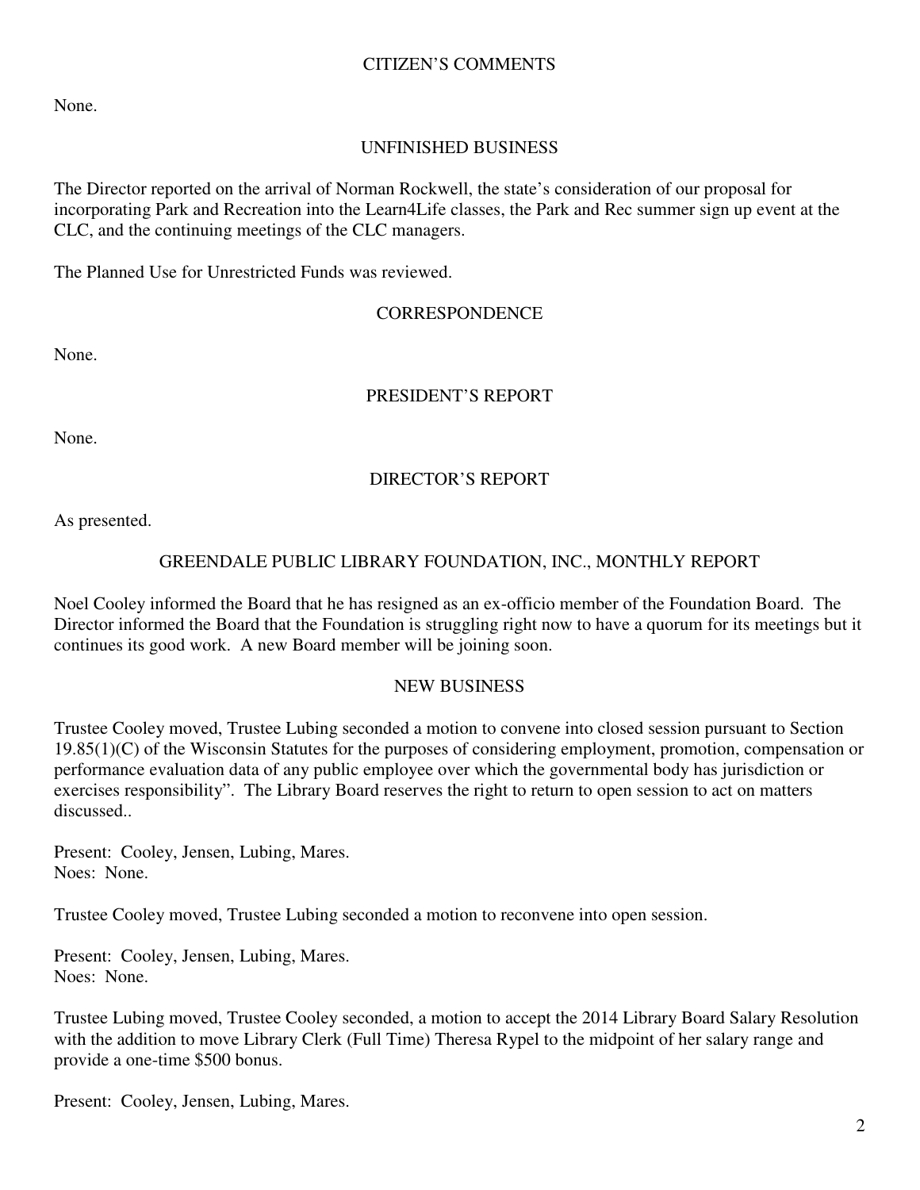## CITIZEN'S COMMENTS

None.

## UNFINISHED BUSINESS

The Director reported on the arrival of Norman Rockwell, the state's consideration of our proposal for incorporating Park and Recreation into the Learn4Life classes, the Park and Rec summer sign up event at the CLC, and the continuing meetings of the CLC managers.

The Planned Use for Unrestricted Funds was reviewed.

## CORRESPONDENCE

None.

## PRESIDENT'S REPORT

None.

## DIRECTOR'S REPORT

As presented.

## GREENDALE PUBLIC LIBRARY FOUNDATION, INC., MONTHLY REPORT

Noel Cooley informed the Board that he has resigned as an ex-officio member of the Foundation Board. The Director informed the Board that the Foundation is struggling right now to have a quorum for its meetings but it continues its good work. A new Board member will be joining soon.

## NEW BUSINESS

Trustee Cooley moved, Trustee Lubing seconded a motion to convene into closed session pursuant to Section 19.85(1)(C) of the Wisconsin Statutes for the purposes of considering employment, promotion, compensation or performance evaluation data of any public employee over which the governmental body has jurisdiction or exercises responsibility". The Library Board reserves the right to return to open session to act on matters discussed..

Present: Cooley, Jensen, Lubing, Mares.
Noes: None.

Trustee Cooley moved, Trustee Lubing seconded a motion to reconvene into open session.

Present: Cooley, Jensen, Lubing, Mares.
Noes: None.

Trustee Lubing moved, Trustee Cooley seconded, a motion to accept the 2014 Library Board Salary Resolution with the addition to move Library Clerk (Full Time) Theresa Rypel to the midpoint of her salary range and provide a one-time $500 bonus.

Present: Cooley, Jensen, Lubing, Mares.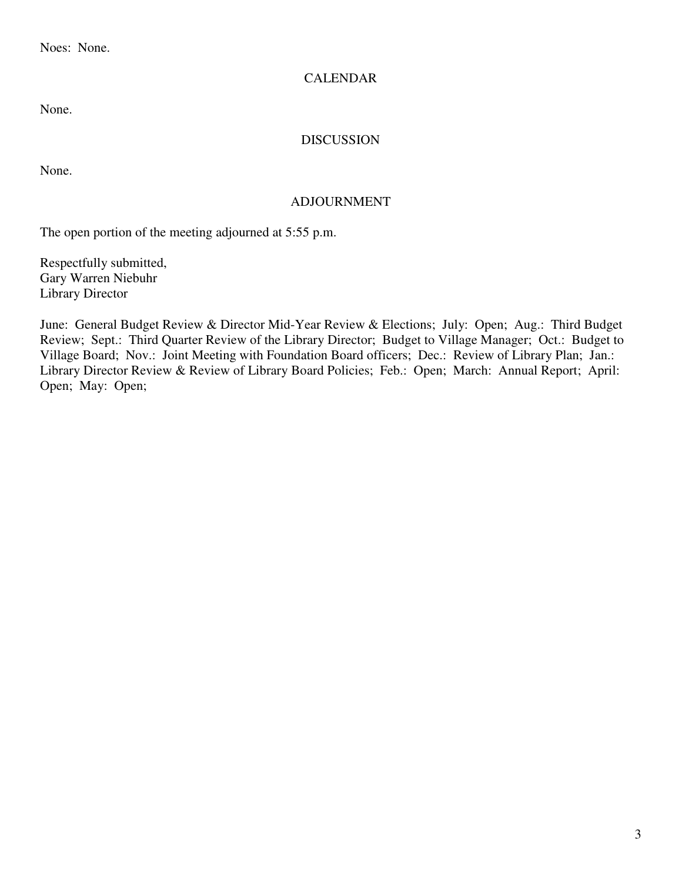Noes: None.

## CALENDAR

None.

## DISCUSSION

None.

## ADJOURNMENT

The open portion of the meeting adjourned at 5:55 p.m.

Respectfully submitted,
Gary Warren Niebuhr
Library Director

June: General Budget Review & Director Mid-Year Review & Elections; July: Open; Aug.: Third Budget Review; Sept.: Third Quarter Review of the Library Director; Budget to Village Manager; Oct.: Budget to Village Board; Nov.: Joint Meeting with Foundation Board officers; Dec.: Review of Library Plan; Jan.: Library Director Review & Review of Library Board Policies; Feb.: Open; March: Annual Report; April: Open; May: Open;